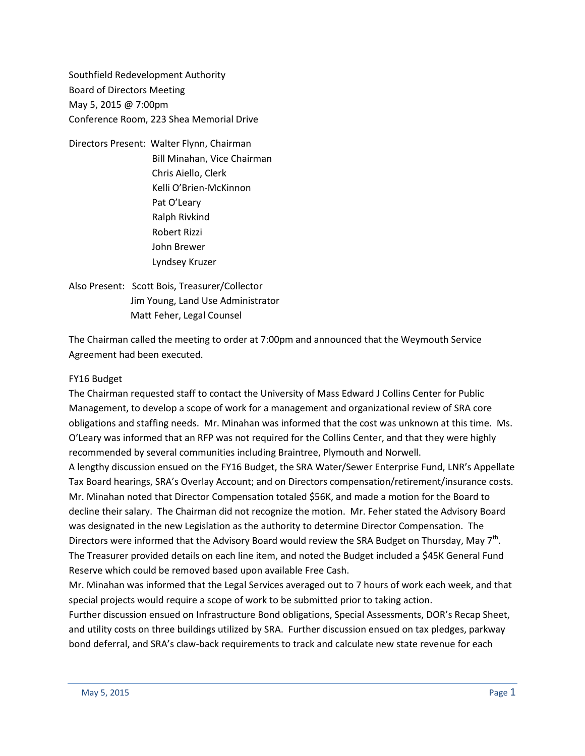Southfield Redevelopment Authority
Board of Directors Meeting
May 5, 2015 @ 7:00pm
Conference Room, 223 Shea Memorial Drive

Directors Present: Walter Flynn, Chairman
Bill Minahan, Vice Chairman
Chris Aiello, Clerk
Kelli O'Brien-McKinnon
Pat O'Leary
Ralph Rivkind
Robert Rizzi
John Brewer
Lyndsey Kruzer

Also Present: Scott Bois, Treasurer/Collector
Jim Young, Land Use Administrator
Matt Feher, Legal Counsel

The Chairman called the meeting to order at 7:00pm and announced that the Weymouth Service Agreement had been executed.

FY16 Budget

The Chairman requested staff to contact the University of Mass Edward J Collins Center for Public Management, to develop a scope of work for a management and organizational review of SRA core obligations and staffing needs. Mr. Minahan was informed that the cost was unknown at this time. Ms. O'Leary was informed that an RFP was not required for the Collins Center, and that they were highly recommended by several communities including Braintree, Plymouth and Norwell.

A lengthy discussion ensued on the FY16 Budget, the SRA Water/Sewer Enterprise Fund, LNR's Appellate Tax Board hearings, SRA's Overlay Account; and on Directors compensation/retirement/insurance costs. Mr. Minahan noted that Director Compensation totaled $56K, and made a motion for the Board to decline their salary. The Chairman did not recognize the motion. Mr. Feher stated the Advisory Board was designated in the new Legislation as the authority to determine Director Compensation. The Directors were informed that the Advisory Board would review the SRA Budget on Thursday, May 7th.

The Treasurer provided details on each line item, and noted the Budget included a $45K General Fund Reserve which could be removed based upon available Free Cash.

Mr. Minahan was informed that the Legal Services averaged out to 7 hours of work each week, and that special projects would require a scope of work to be submitted prior to taking action.

Further discussion ensued on Infrastructure Bond obligations, Special Assessments, DOR's Recap Sheet, and utility costs on three buildings utilized by SRA. Further discussion ensued on tax pledges, parkway bond deferral, and SRA's claw-back requirements to track and calculate new state revenue for each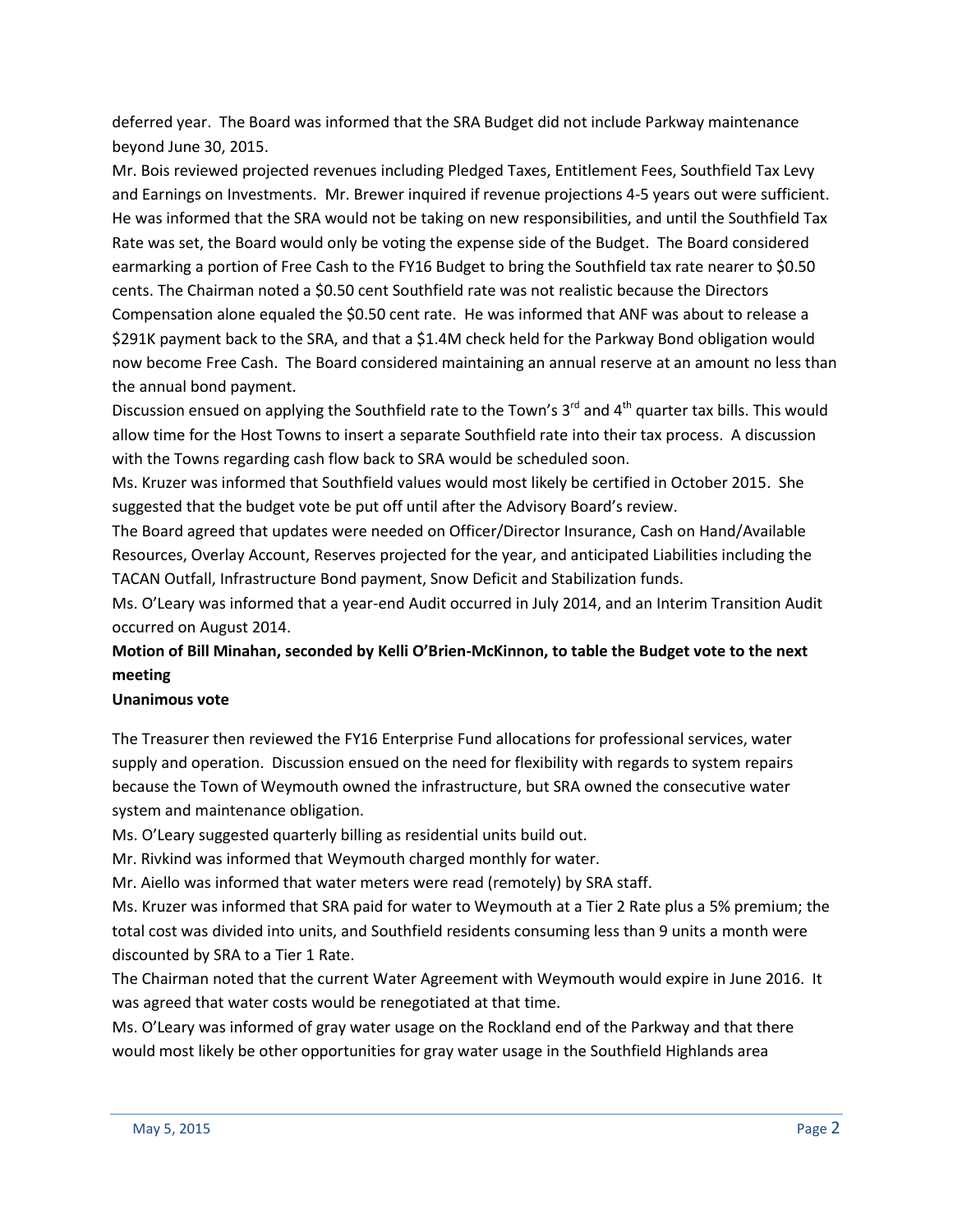deferred year. The Board was informed that the SRA Budget did not include Parkway maintenance beyond June 30, 2015.

Mr. Bois reviewed projected revenues including Pledged Taxes, Entitlement Fees, Southfield Tax Levy and Earnings on Investments. Mr. Brewer inquired if revenue projections 4-5 years out were sufficient. He was informed that the SRA would not be taking on new responsibilities, and until the Southfield Tax Rate was set, the Board would only be voting the expense side of the Budget. The Board considered earmarking a portion of Free Cash to the FY16 Budget to bring the Southfield tax rate nearer to $0.50 cents. The Chairman noted a $0.50 cent Southfield rate was not realistic because the Directors Compensation alone equaled the $0.50 cent rate. He was informed that ANF was about to release a $291K payment back to the SRA, and that a $1.4M check held for the Parkway Bond obligation would now become Free Cash. The Board considered maintaining an annual reserve at an amount no less than the annual bond payment.

Discussion ensued on applying the Southfield rate to the Town's 3rd and 4th quarter tax bills. This would allow time for the Host Towns to insert a separate Southfield rate into their tax process. A discussion with the Towns regarding cash flow back to SRA would be scheduled soon.

Ms. Kruzer was informed that Southfield values would most likely be certified in October 2015. She suggested that the budget vote be put off until after the Advisory Board's review.

The Board agreed that updates were needed on Officer/Director Insurance, Cash on Hand/Available Resources, Overlay Account, Reserves projected for the year, and anticipated Liabilities including the TACAN Outfall, Infrastructure Bond payment, Snow Deficit and Stabilization funds.

Ms. O'Leary was informed that a year-end Audit occurred in July 2014, and an Interim Transition Audit occurred on August 2014.

**Motion of Bill Minahan, seconded by Kelli O'Brien-McKinnon, to table the Budget vote to the next meeting**

**Unanimous vote**

The Treasurer then reviewed the FY16 Enterprise Fund allocations for professional services, water supply and operation. Discussion ensued on the need for flexibility with regards to system repairs because the Town of Weymouth owned the infrastructure, but SRA owned the consecutive water system and maintenance obligation.

Ms. O'Leary suggested quarterly billing as residential units build out.

Mr. Rivkind was informed that Weymouth charged monthly for water.

Mr. Aiello was informed that water meters were read (remotely) by SRA staff.

Ms. Kruzer was informed that SRA paid for water to Weymouth at a Tier 2 Rate plus a 5% premium; the total cost was divided into units, and Southfield residents consuming less than 9 units a month were discounted by SRA to a Tier 1 Rate.

The Chairman noted that the current Water Agreement with Weymouth would expire in June 2016. It was agreed that water costs would be renegotiated at that time.

Ms. O'Leary was informed of gray water usage on the Rockland end of the Parkway and that there would most likely be other opportunities for gray water usage in the Southfield Highlands area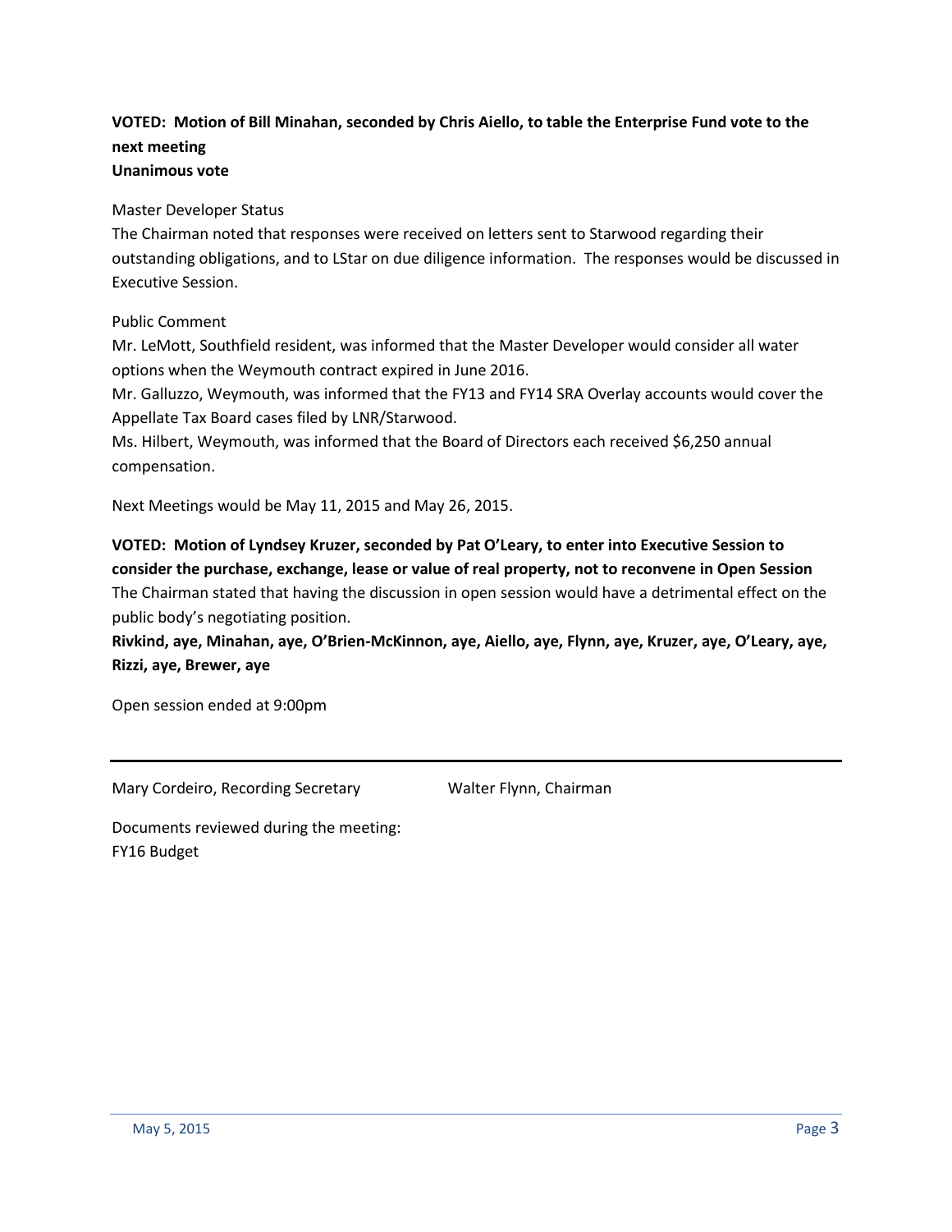**VOTED: Motion of Bill Minahan, seconded by Chris Aiello, to table the Enterprise Fund vote to the next meeting**
**Unanimous vote**

Master Developer Status
The Chairman noted that responses were received on letters sent to Starwood regarding their outstanding obligations, and to LStar on due diligence information. The responses would be discussed in Executive Session.

Public Comment
Mr. LeMott, Southfield resident, was informed that the Master Developer would consider all water options when the Weymouth contract expired in June 2016.
Mr. Galluzzo, Weymouth, was informed that the FY13 and FY14 SRA Overlay accounts would cover the Appellate Tax Board cases filed by LNR/Starwood.
Ms. Hilbert, Weymouth, was informed that the Board of Directors each received $6,250 annual compensation.

Next Meetings would be May 11, 2015 and May 26, 2015.

**VOTED: Motion of Lyndsey Kruzer, seconded by Pat O'Leary, to enter into Executive Session to consider the purchase, exchange, lease or value of real property, not to reconvene in Open Session**
The Chairman stated that having the discussion in open session would have a detrimental effect on the public body's negotiating position.
**Rivkind, aye, Minahan, aye, O'Brien-McKinnon, aye, Aiello, aye, Flynn, aye, Kruzer, aye, O'Leary, aye, Rizzi, aye, Brewer, aye**

Open session ended at 9:00pm

---

Mary Cordeiro, Recording Secretary Walter Flynn, Chairman

Documents reviewed during the meeting:
FY16 Budget